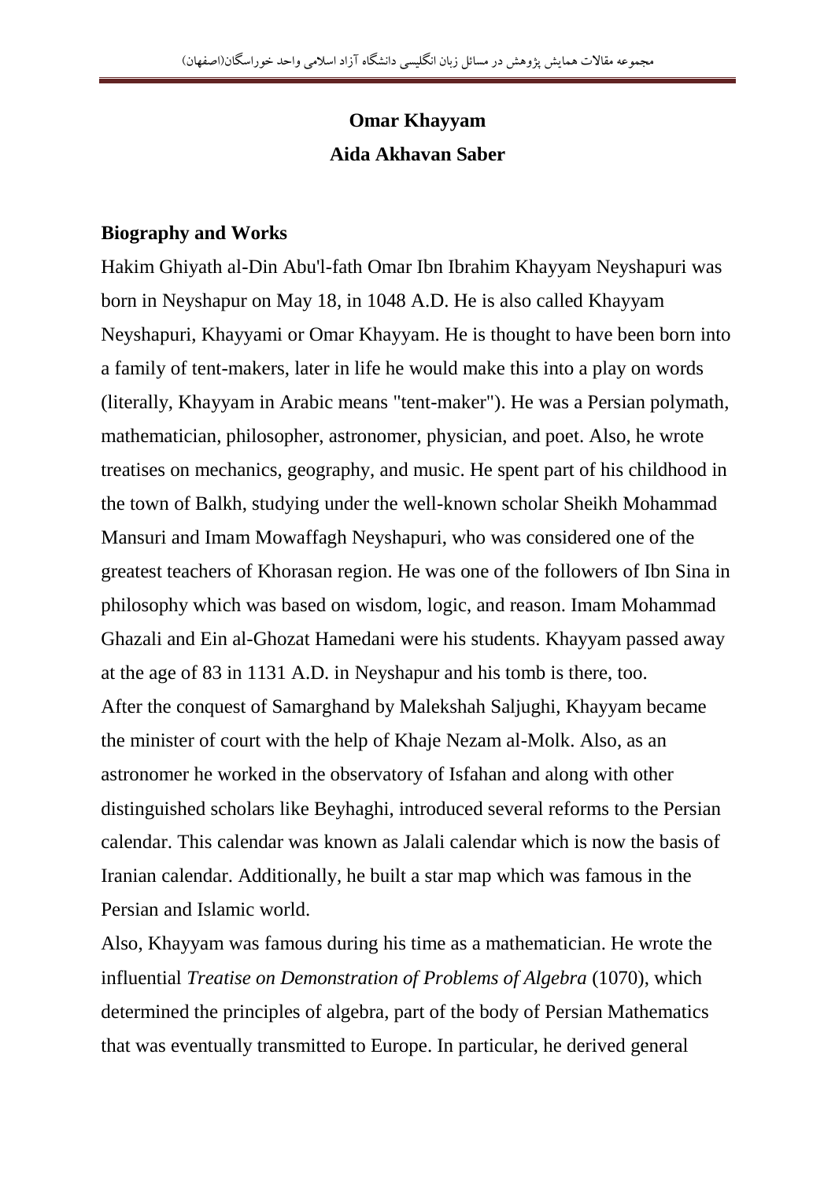# Omar Khayyam

**Aida Akhavan Saber**

## Biography and Works

Hakim Ghiyath al-Din Abu'l-fath Omar Ibn Ibrahim Khayyam Neyshapuri was born in Neyshapur on May 18, in 1048 A.D. He is also called Khayyam Neyshapuri, Khayyami or Omar Khayyam. He is thought to have been born into a family of tent-makers, later in life he would make this into a play on words (literally, Khayyam in Arabic means "tent-maker"). He was a Persian polymath, mathematician, philosopher, astronomer, physician, and poet. Also, he wrote treatises on mechanics, geography, and music. He spent part of his childhood in the town of Balkh, studying under the well-known scholar Sheikh Mohammad Mansuri and Imam Mowaffagh Neyshapuri, who was considered one of the greatest teachers of Khorasan region. He was one of the followers of Ibn Sina in philosophy which was based on wisdom, logic, and reason. Imam Mohammad Ghazali and Ein al-Ghozat Hamedani were his students. Khayyam passed away at the age of 83 in 1131 A.D. in Neyshapur and his tomb is there, too.

After the conquest of Samarghand by Malekshah Saljughi, Khayyam became the minister of court with the help of Khaje Nezam al-Molk. Also, as an astronomer he worked in the observatory of Isfahan and along with other distinguished scholars like Beyhaghi, introduced several reforms to the Persian calendar. This calendar was known as Jalali calendar which is now the basis of Iranian calendar. Additionally, he built a star map which was famous in the Persian and Islamic world.

Also, Khayyam was famous during his time as a mathematician. He wrote the influential *Treatise on Demonstration of Problems of Algebra* (1070), which determined the principles of algebra, part of the body of Persian Mathematics that was eventually transmitted to Europe. In particular, he derived general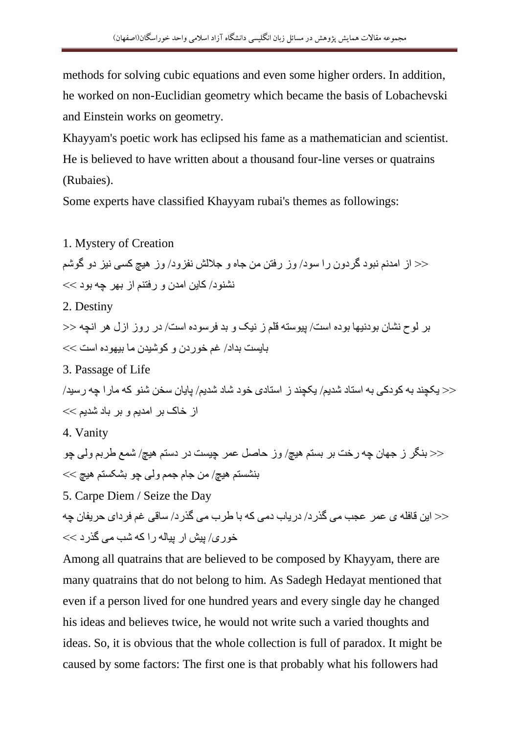methods for solving cubic equations and even some higher orders. In addition, he worked on non-Euclidian geometry which became the basis of Lobachevski and Einstein works on geometry.

Khayyam's poetic work has eclipsed his fame as a mathematician and scientist. He is believed to have written about a thousand four-line verses or quatrains (Rubaies).

Some experts have classified Khayyam rubai's themes as followings:

1. Mystery of Creation

<< از امدنم نبود گردون را سود/ وز رفتن من جاه و جلالش نفزود/ وز هیچ کسی نیز دو گوشم نشنود/ کاین امدن و رفتنم از بهر چه بود >>

2. Destiny

<< بر لوح نشان بودنیها بوده است/ پیوسته قلم ز نیک و بد فرسوده است/ در روز ازل هر انچه بایست بداد/ غم خوردن و کوشیدن ما بیهوده است >>

3. Passage of Life

<< یکچند به کودکی به استاد شدیم/ یکچند ز استادی خود شاد شدیم/ پایان سخن شنو که مارا چه رسید/ از خاک بر امدیم و بر باد شدیم >>

4. Vanity

<< بنگر ز جهان چه رخت بر بستم هیچ/ وز حاصل عمر چیست در دستم هیچ/ شمع طربم ولی چو بنشستم هیچ/ من جام جمم ولی چو بشکستم هیچ >>

5. Carpe Diem / Seize the Day

<< این قافله ی عمر عجب می گذرد/ دریاب دمی که با طرب می گذرد/ ساقی غم فردای حریفان چه خوری/ پیش ار پیاله را که شب می گذرد >>

Among all quatrains that are believed to be composed by Khayyam, there are many quatrains that do not belong to him. As Sadegh Hedayat mentioned that even if a person lived for one hundred years and every single day he changed his ideas and believes twice, he would not write such a varied thoughts and ideas. So, it is obvious that the whole collection is full of paradox. It might be caused by some factors: The first one is that probably what his followers had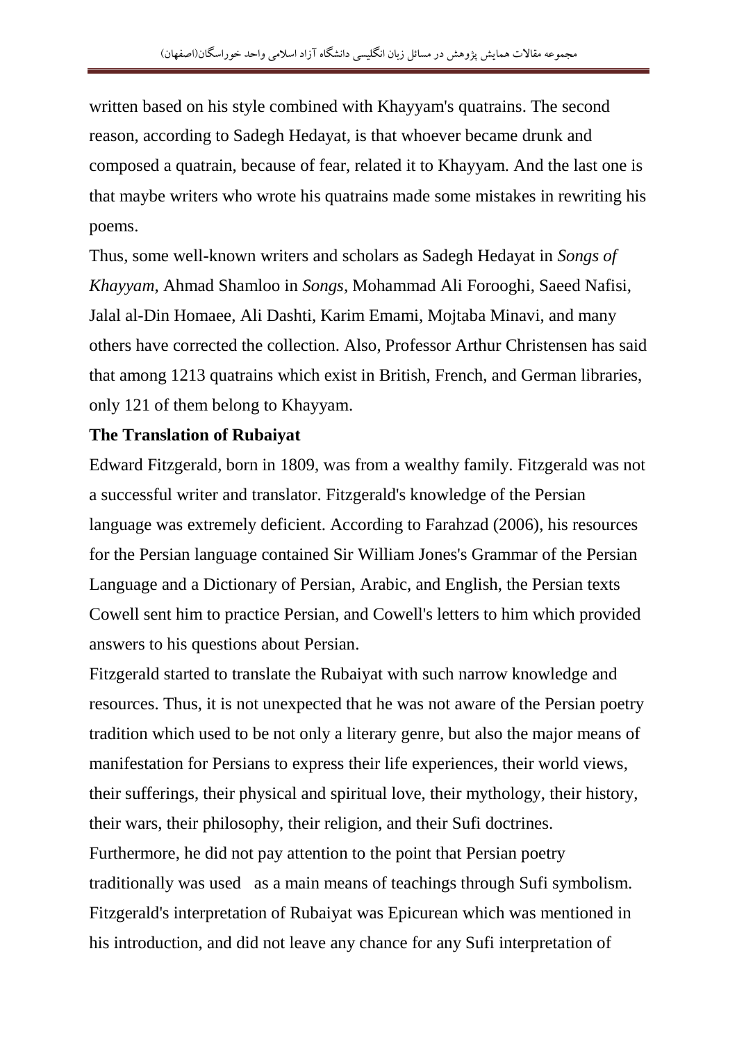written based on his style combined with Khayyam's quatrains. The second reason, according to Sadegh Hedayat, is that whoever became drunk and composed a quatrain, because of fear, related it to Khayyam. And the last one is that maybe writers who wrote his quatrains made some mistakes in rewriting his poems.

Thus, some well-known writers and scholars as Sadegh Hedayat in *Songs of Khayyam*, Ahmad Shamloo in *Songs*, Mohammad Ali Forooghi, Saeed Nafisi, Jalal al-Din Homaee, Ali Dashti, Karim Emami, Mojtaba Minavi, and many others have corrected the collection. Also, Professor Arthur Christensen has said that among 1213 quatrains which exist in British, French, and German libraries, only 121 of them belong to Khayyam.

**The Translation of Rubaiyat**

Edward Fitzgerald, born in 1809, was from a wealthy family. Fitzgerald was not a successful writer and translator. Fitzgerald's knowledge of the Persian language was extremely deficient. According to Farahzad (2006), his resources for the Persian language contained Sir William Jones's Grammar of the Persian Language and a Dictionary of Persian, Arabic, and English, the Persian texts Cowell sent him to practice Persian, and Cowell's letters to him which provided answers to his questions about Persian.

Fitzgerald started to translate the Rubaiyat with such narrow knowledge and resources. Thus, it is not unexpected that he was not aware of the Persian poetry tradition which used to be not only a literary genre, but also the major means of manifestation for Persians to express their life experiences, their world views, their sufferings, their physical and spiritual love, their mythology, their history, their wars, their philosophy, their religion, and their Sufi doctrines.

Furthermore, he did not pay attention to the point that Persian poetry traditionally was used as a main means of teachings through Sufi symbolism. Fitzgerald's interpretation of Rubaiyat was Epicurean which was mentioned in his introduction, and did not leave any chance for any Sufi interpretation of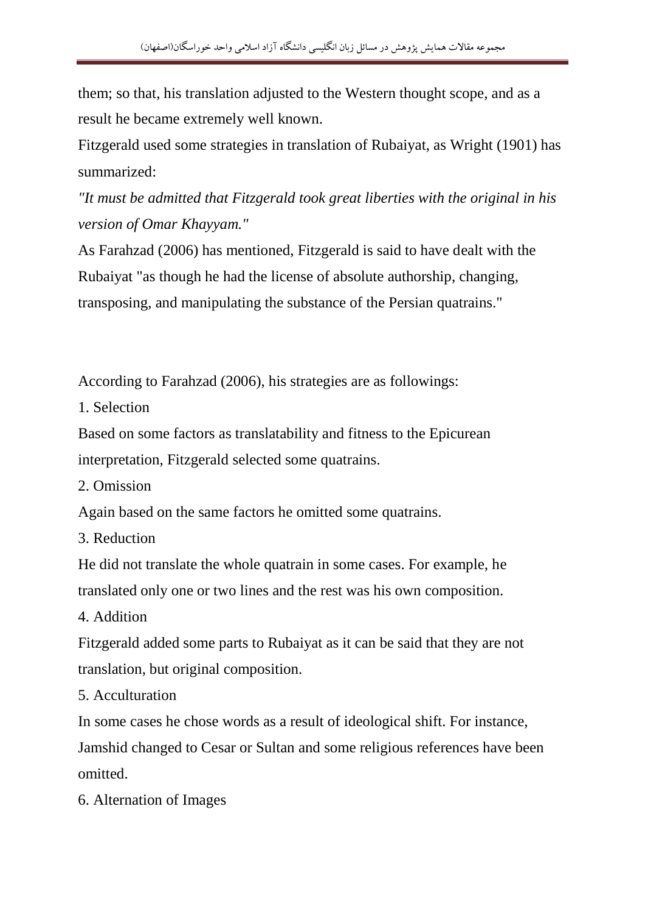them; so that, his translation adjusted to the Western thought scope, and as a result he became extremely well known.

Fitzgerald used some strategies in translation of Rubaiyat, as Wright (1901) has summarized:

*"It must be admitted that Fitzgerald took great liberties with the original in his version of Omar Khayyam."*

As Farahzad (2006) has mentioned, Fitzgerald is said to have dealt with the Rubaiyat "as though he had the license of absolute authorship, changing, transposing, and manipulating the substance of the Persian quatrains."

According to Farahzad (2006), his strategies are as followings:

1. Selection

Based on some factors as translatability and fitness to the Epicurean interpretation, Fitzgerald selected some quatrains.

2. Omission

Again based on the same factors he omitted some quatrains.

3. Reduction

He did not translate the whole quatrain in some cases. For example, he translated only one or two lines and the rest was his own composition.

4. Addition

Fitzgerald added some parts to Rubaiyat as it can be said that they are not translation, but original composition.

5. Acculturation

In some cases he chose words as a result of ideological shift. For instance, Jamshid changed to Cesar or Sultan and some religious references have been omitted.

6. Alternation of Images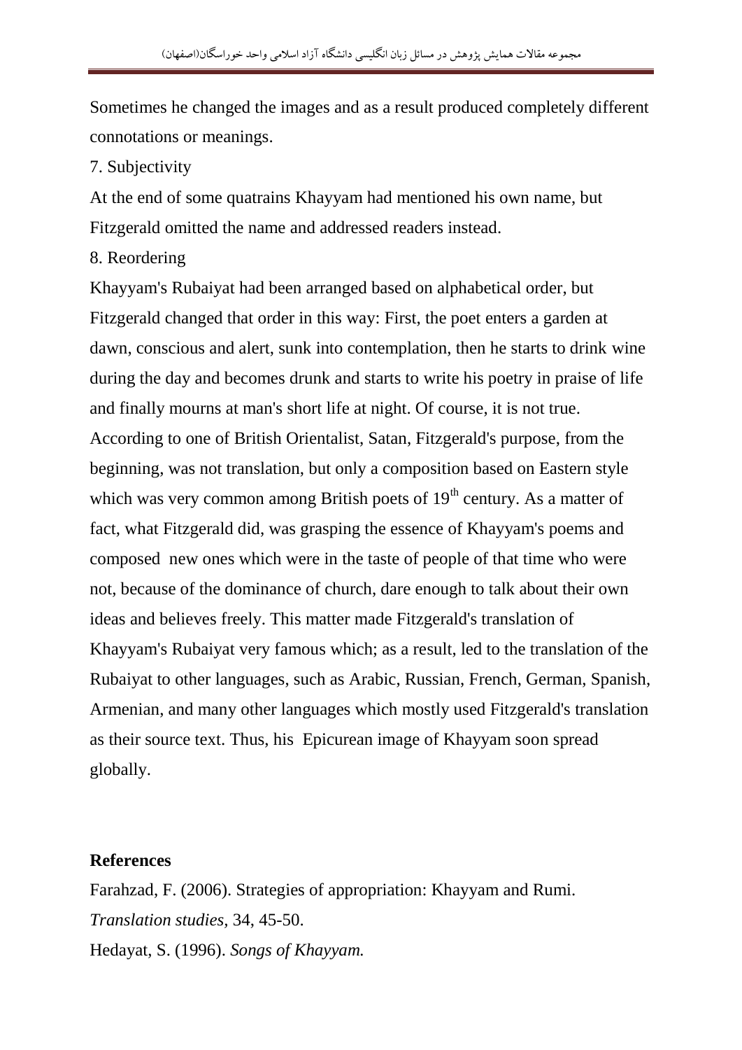Sometimes he changed the images and as a result produced completely different connotations or meanings.

7. Subjectivity

At the end of some quatrains Khayyam had mentioned his own name, but Fitzgerald omitted the name and addressed readers instead.

8. Reordering

Khayyam's Rubaiyat had been arranged based on alphabetical order, but Fitzgerald changed that order in this way: First, the poet enters a garden at dawn, conscious and alert, sunk into contemplation, then he starts to drink wine during the day and becomes drunk and starts to write his poetry in praise of life and finally mourns at man's short life at night. Of course, it is not true. According to one of British Orientalist, Satan, Fitzgerald's purpose, from the beginning, was not translation, but only a composition based on Eastern style which was very common among British poets of 19th century. As a matter of fact, what Fitzgerald did, was grasping the essence of Khayyam's poems and composed new ones which were in the taste of people of that time who were not, because of the dominance of church, dare enough to talk about their own ideas and believes freely. This matter made Fitzgerald's translation of Khayyam's Rubaiyat very famous which; as a result, led to the translation of the Rubaiyat to other languages, such as Arabic, Russian, French, German, Spanish, Armenian, and many other languages which mostly used Fitzgerald's translation as their source text. Thus, his Epicurean image of Khayyam soon spread globally.

**References**

Farahzad, F. (2006). Strategies of appropriation: Khayyam and Rumi. *Translation studies*, 34, 45-50.

Hedayat, S. (1996). *Songs of Khayyam.*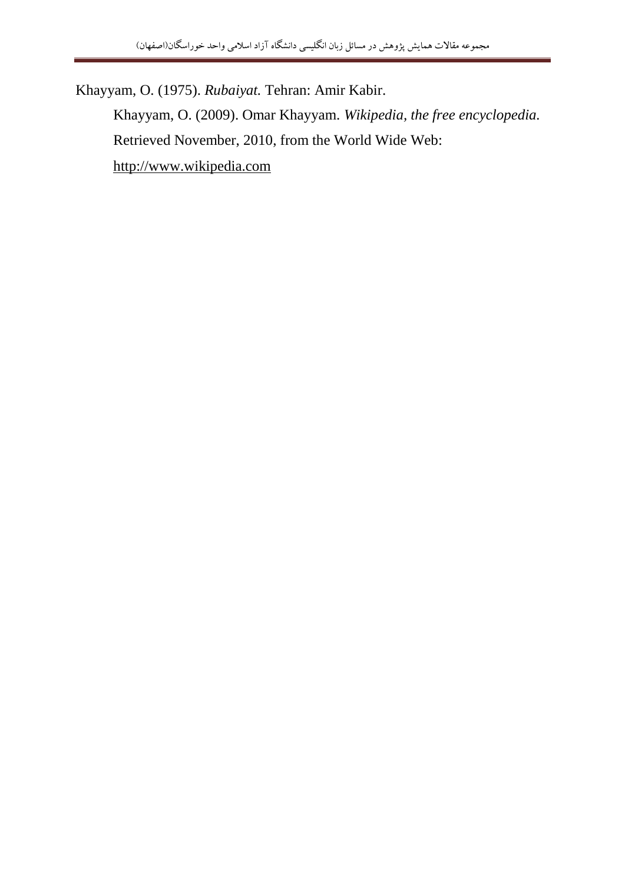Khayyam, O. (1975). *Rubaiyat.* Tehran: Amir Kabir.

Khayyam, O. (2009). Omar Khayyam. *Wikipedia, the free encyclopedia*. Retrieved November, 2010, from the World Wide Web: http://www.wikipedia.com